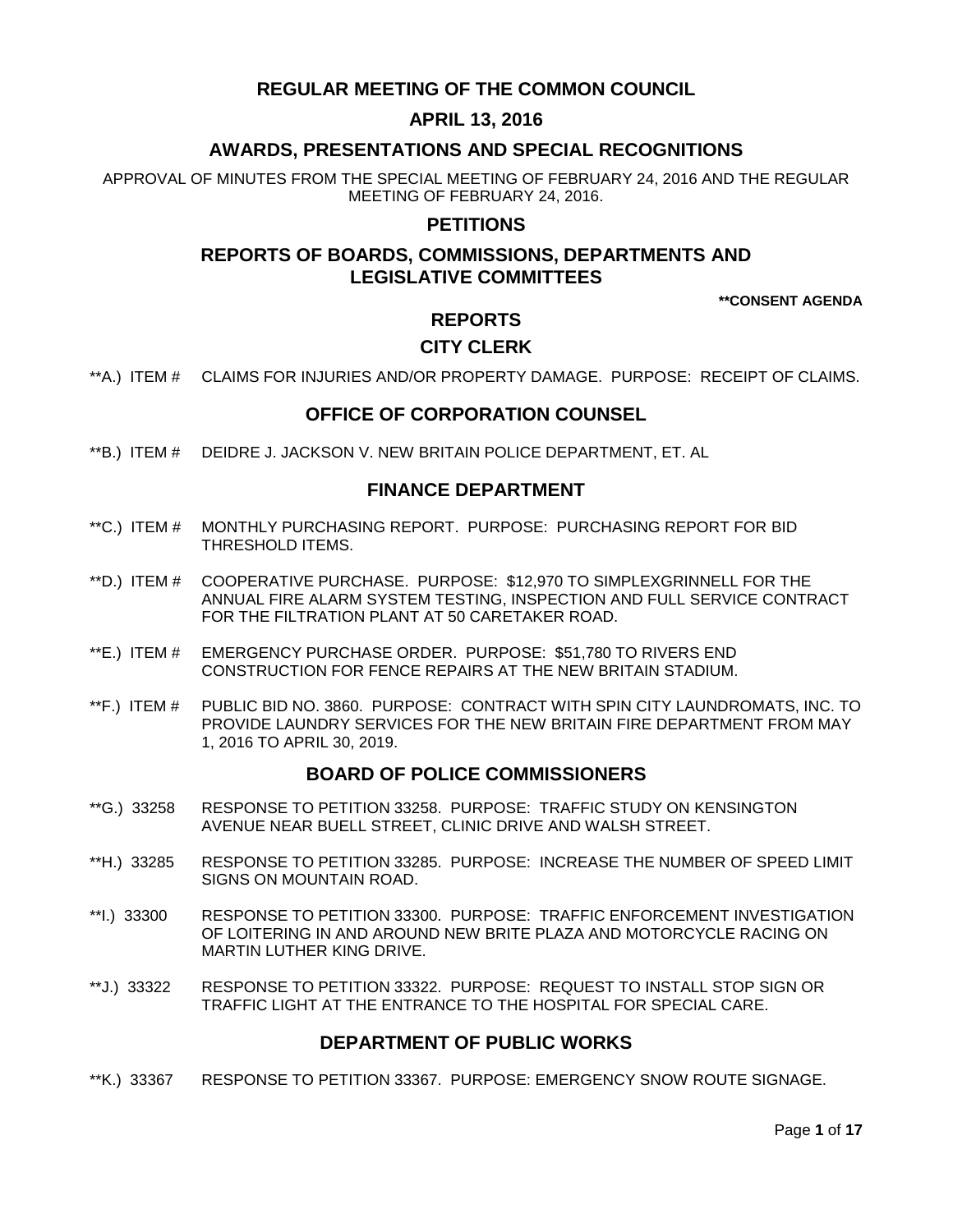# REGULAR MEETING OF THE COMMON COUNCIL

## APRIL 13, 2016

## AWARDS, PRESENTATIONS AND SPECIAL RECOGNITIONS

APPROVAL OF MINUTES FROM THE SPECIAL MEETING OF FEBRUARY 24, 2016 AND THE REGULAR MEETING OF FEBRUARY 24, 2016.

## PETITIONS

## REPORTS OF BOARDS, COMMISSIONS, DEPARTMENTS AND LEGISLATIVE COMMITTEES

**\*\*CONSENT AGENDA**

## REPORTS

### CITY CLERK

**A.) ITEM # CLAIMS FOR INJURIES AND/OR PROPERTY DAMAGE. PURPOSE: RECEIPT OF CLAIMS.

### OFFICE OF CORPORATION COUNSEL

**B.) ITEM # DEIDRE J. JACKSON V. NEW BRITAIN POLICE DEPARTMENT, ET. AL

### FINANCE DEPARTMENT

**C.) ITEM # MONTHLY PURCHASING REPORT. PURPOSE: PURCHASING REPORT FOR BID THRESHOLD ITEMS.

**D.) ITEM # COOPERATIVE PURCHASE. PURPOSE: $12,970 TO SIMPLEXGRINNELL FOR THE ANNUAL FIRE ALARM SYSTEM TESTING, INSPECTION AND FULL SERVICE CONTRACT FOR THE FILTRATION PLANT AT 50 CARETAKER ROAD.

**E.) ITEM # EMERGENCY PURCHASE ORDER. PURPOSE: $51,780 TO RIVERS END CONSTRUCTION FOR FENCE REPAIRS AT THE NEW BRITAIN STADIUM.

**F.) ITEM # PUBLIC BID NO. 3860. PURPOSE: CONTRACT WITH SPIN CITY LAUNDROMATS, INC. TO PROVIDE LAUNDRY SERVICES FOR THE NEW BRITAIN FIRE DEPARTMENT FROM MAY 1, 2016 TO APRIL 30, 2019.

### BOARD OF POLICE COMMISSIONERS

**G.) 33258 RESPONSE TO PETITION 33258. PURPOSE: TRAFFIC STUDY ON KENSINGTON AVENUE NEAR BUELL STREET, CLINIC DRIVE AND WALSH STREET.

**H.) 33285 RESPONSE TO PETITION 33285. PURPOSE: INCREASE THE NUMBER OF SPEED LIMIT SIGNS ON MOUNTAIN ROAD.

**I.) 33300 RESPONSE TO PETITION 33300. PURPOSE: TRAFFIC ENFORCEMENT INVESTIGATION OF LOITERING IN AND AROUND NEW BRITE PLAZA AND MOTORCYCLE RACING ON MARTIN LUTHER KING DRIVE.

**J.) 33322 RESPONSE TO PETITION 33322. PURPOSE: REQUEST TO INSTALL STOP SIGN OR TRAFFIC LIGHT AT THE ENTRANCE TO THE HOSPITAL FOR SPECIAL CARE.

### DEPARTMENT OF PUBLIC WORKS

**K.) 33367 RESPONSE TO PETITION 33367. PURPOSE: EMERGENCY SNOW ROUTE SIGNAGE.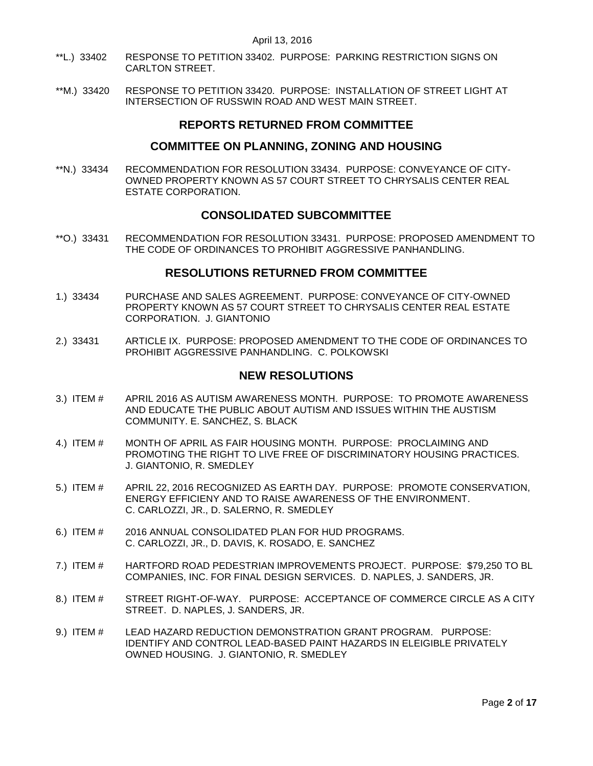**L.) 33402 RESPONSE TO PETITION 33402. PURPOSE: PARKING RESTRICTION SIGNS ON CARLTON STREET.

**M.) 33420 RESPONSE TO PETITION 33420. PURPOSE: INSTALLATION OF STREET LIGHT AT INTERSECTION OF RUSSWIN ROAD AND WEST MAIN STREET.

## REPORTS RETURNED FROM COMMITTEE

## COMMITTEE ON PLANNING, ZONING AND HOUSING

**N.) 33434 RECOMMENDATION FOR RESOLUTION 33434. PURPOSE: CONVEYANCE OF CITY-OWNED PROPERTY KNOWN AS 57 COURT STREET TO CHRYSALIS CENTER REAL ESTATE CORPORATION.

## CONSOLIDATED SUBCOMMITTEE

**O.) 33431 RECOMMENDATION FOR RESOLUTION 33431. PURPOSE: PROPOSED AMENDMENT TO THE CODE OF ORDINANCES TO PROHIBIT AGGRESSIVE PANHANDLING.

## RESOLUTIONS RETURNED FROM COMMITTEE

1.) 33434 PURCHASE AND SALES AGREEMENT. PURPOSE: CONVEYANCE OF CITY-OWNED PROPERTY KNOWN AS 57 COURT STREET TO CHRYSALIS CENTER REAL ESTATE CORPORATION. J. GIANTONIO

2.) 33431 ARTICLE IX. PURPOSE: PROPOSED AMENDMENT TO THE CODE OF ORDINANCES TO PROHIBIT AGGRESSIVE PANHANDLING. C. POLKOWSKI

## NEW RESOLUTIONS

3.) ITEM # APRIL 2016 AS AUTISM AWARENESS MONTH. PURPOSE: TO PROMOTE AWARENESS AND EDUCATE THE PUBLIC ABOUT AUTISM AND ISSUES WITHIN THE AUSTISM COMMUNITY. E. SANCHEZ, S. BLACK

4.) ITEM # MONTH OF APRIL AS FAIR HOUSING MONTH. PURPOSE: PROCLAIMING AND PROMOTING THE RIGHT TO LIVE FREE OF DISCRIMINATORY HOUSING PRACTICES. J. GIANTONIO, R. SMEDLEY

5.) ITEM # APRIL 22, 2016 RECOGNIZED AS EARTH DAY. PURPOSE: PROMOTE CONSERVATION, ENERGY EFFICIENY AND TO RAISE AWARENESS OF THE ENVIRONMENT. C. CARLOZZI, JR., D. SALERNO, R. SMEDLEY

6.) ITEM # 2016 ANNUAL CONSOLIDATED PLAN FOR HUD PROGRAMS. C. CARLOZZI, JR., D. DAVIS, K. ROSADO, E. SANCHEZ

7.) ITEM # HARTFORD ROAD PEDESTRIAN IMPROVEMENTS PROJECT. PURPOSE: $79,250 TO BL COMPANIES, INC. FOR FINAL DESIGN SERVICES. D. NAPLES, J. SANDERS, JR.

8.) ITEM # STREET RIGHT-OF-WAY. PURPOSE: ACCEPTANCE OF COMMERCE CIRCLE AS A CITY STREET. D. NAPLES, J. SANDERS, JR.

9.) ITEM # LEAD HAZARD REDUCTION DEMONSTRATION GRANT PROGRAM. PURPOSE: IDENTIFY AND CONTROL LEAD-BASED PAINT HAZARDS IN ELEIGIBLE PRIVATELY OWNED HOUSING. J. GIANTONIO, R. SMEDLEY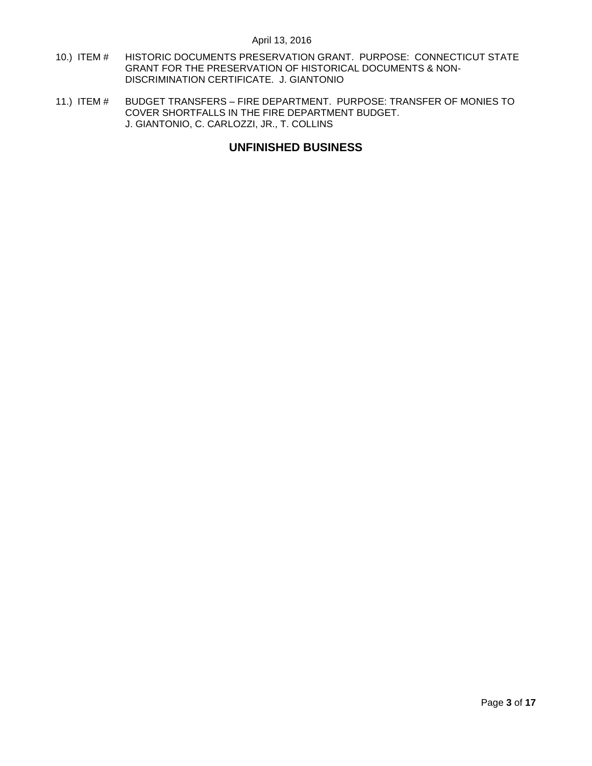10.) ITEM # HISTORIC DOCUMENTS PRESERVATION GRANT. PURPOSE: CONNECTICUT STATE GRANT FOR THE PRESERVATION OF HISTORICAL DOCUMENTS & NON-DISCRIMINATION CERTIFICATE. J. GIANTONIO

11.) ITEM # BUDGET TRANSFERS – FIRE DEPARTMENT. PURPOSE: TRANSFER OF MONIES TO COVER SHORTFALLS IN THE FIRE DEPARTMENT BUDGET. J. GIANTONIO, C. CARLOZZI, JR., T. COLLINS

## UNFINISHED BUSINESS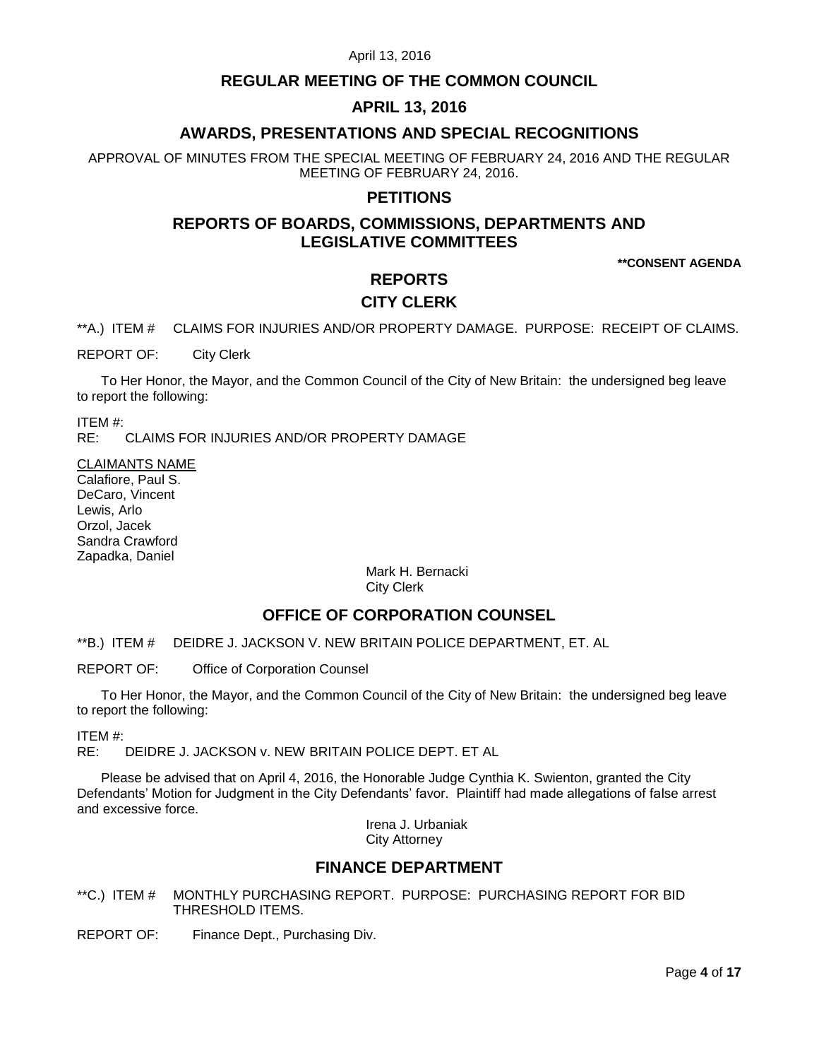## REGULAR MEETING OF THE COMMON COUNCIL

## APRIL 13, 2016

## AWARDS, PRESENTATIONS AND SPECIAL RECOGNITIONS

APPROVAL OF MINUTES FROM THE SPECIAL MEETING OF FEBRUARY 24, 2016 AND THE REGULAR MEETING OF FEBRUARY 24, 2016.

## PETITIONS

## REPORTS OF BOARDS, COMMISSIONS, DEPARTMENTS AND LEGISLATIVE COMMITTEES

**\*\*CONSENT AGENDA**

## REPORTS

### CITY CLERK

**A.) ITEM # CLAIMS FOR INJURIES AND/OR PROPERTY DAMAGE. PURPOSE: RECEIPT OF CLAIMS.

REPORT OF: City Clerk

To Her Honor, the Mayor, and the Common Council of the City of New Britain: the undersigned beg leave to report the following:

ITEM #:
RE: CLAIMS FOR INJURIES AND/OR PROPERTY DAMAGE

CLAIMANTS NAME
Calafiore, Paul S.
DeCaro, Vincent
Lewis, Arlo
Orzol, Jacek
Sandra Crawford
Zapadka, Daniel

Mark H. Bernacki
City Clerk

### OFFICE OF CORPORATION COUNSEL

**B.) ITEM # DEIDRE J. JACKSON V. NEW BRITAIN POLICE DEPARTMENT, ET. AL

REPORT OF: Office of Corporation Counsel

To Her Honor, the Mayor, and the Common Council of the City of New Britain: the undersigned beg leave to report the following:

ITEM #:
RE: DEIDRE J. JACKSON v. NEW BRITAIN POLICE DEPT. ET AL

Please be advised that on April 4, 2016, the Honorable Judge Cynthia K. Swienton, granted the City Defendants' Motion for Judgment in the City Defendants' favor. Plaintiff had made allegations of false arrest and excessive force.

Irena J. Urbaniak
City Attorney

### FINANCE DEPARTMENT

**C.) ITEM # MONTHLY PURCHASING REPORT. PURPOSE: PURCHASING REPORT FOR BID THRESHOLD ITEMS.

REPORT OF: Finance Dept., Purchasing Div.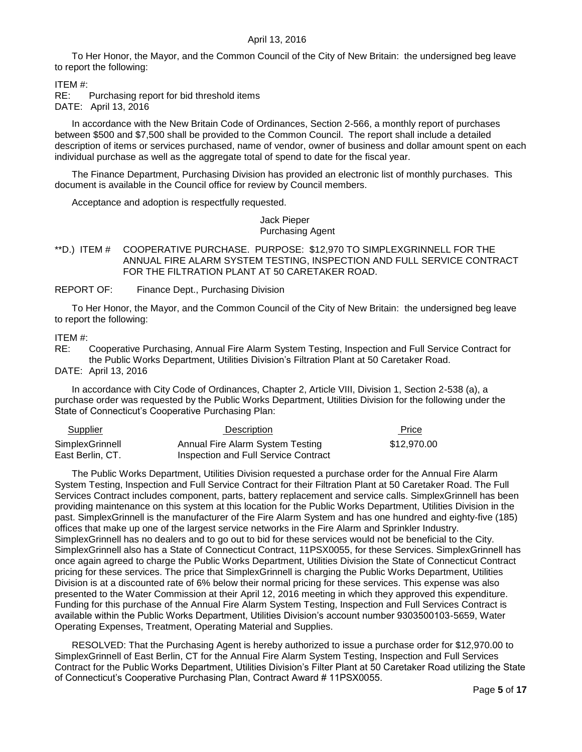To Her Honor, the Mayor, and the Common Council of the City of New Britain: the undersigned beg leave to report the following:

ITEM #:
RE: Purchasing report for bid threshold items
DATE: April 13, 2016

In accordance with the New Britain Code of Ordinances, Section 2-566, a monthly report of purchases between $500 and $7,500 shall be provided to the Common Council. The report shall include a detailed description of items or services purchased, name of vendor, owner of business and dollar amount spent on each individual purchase as well as the aggregate total of spend to date for the fiscal year.

The Finance Department, Purchasing Division has provided an electronic list of monthly purchases. This document is available in the Council office for review by Council members.

Acceptance and adoption is respectfully requested.

Jack Pieper
Purchasing Agent

**D.) ITEM # COOPERATIVE PURCHASE. PURPOSE: $12,970 TO SIMPLEXGRINNELL FOR THE ANNUAL FIRE ALARM SYSTEM TESTING, INSPECTION AND FULL SERVICE CONTRACT FOR THE FILTRATION PLANT AT 50 CARETAKER ROAD.

REPORT OF: Finance Dept., Purchasing Division

To Her Honor, the Mayor, and the Common Council of the City of New Britain: the undersigned beg leave to report the following:

ITEM #:
RE: Cooperative Purchasing, Annual Fire Alarm System Testing, Inspection and Full Service Contract for the Public Works Department, Utilities Division's Filtration Plant at 50 Caretaker Road.
DATE: April 13, 2016

In accordance with City Code of Ordinances, Chapter 2, Article VIII, Division 1, Section 2-538 (a), a purchase order was requested by the Public Works Department, Utilities Division for the following under the State of Connecticut's Cooperative Purchasing Plan:

| Supplier | Description | Price |
|---|---|---|
| SimplexGrinnell East Berlin, CT. | Annual Fire Alarm System Testing Inspection and Full Service Contract | $12,970.00 |

The Public Works Department, Utilities Division requested a purchase order for the Annual Fire Alarm System Testing, Inspection and Full Service Contract for their Filtration Plant at 50 Caretaker Road. The Full Services Contract includes component, parts, battery replacement and service calls. SimplexGrinnell has been providing maintenance on this system at this location for the Public Works Department, Utilities Division in the past. SimplexGrinnell is the manufacturer of the Fire Alarm System and has one hundred and eighty-five (185) offices that make up one of the largest service networks in the Fire Alarm and Sprinkler Industry. SimplexGrinnell has no dealers and to go out to bid for these services would not be beneficial to the City. SimplexGrinnell also has a State of Connecticut Contract, 11PSX0055, for these Services. SimplexGrinnell has once again agreed to charge the Public Works Department, Utilities Division the State of Connecticut Contract pricing for these services. The price that SimplexGrinnell is charging the Public Works Department, Utilities Division is at a discounted rate of 6% below their normal pricing for these services. This expense was also presented to the Water Commission at their April 12, 2016 meeting in which they approved this expenditure. Funding for this purchase of the Annual Fire Alarm System Testing, Inspection and Full Services Contract is available within the Public Works Department, Utilities Division's account number 9303500103-5659, Water Operating Expenses, Treatment, Operating Material and Supplies.

RESOLVED: That the Purchasing Agent is hereby authorized to issue a purchase order for $12,970.00 to SimplexGrinnell of East Berlin, CT for the Annual Fire Alarm System Testing, Inspection and Full Services Contract for the Public Works Department, Utilities Division's Filter Plant at 50 Caretaker Road utilizing the State of Connecticut's Cooperative Purchasing Plan, Contract Award # 11PSX0055.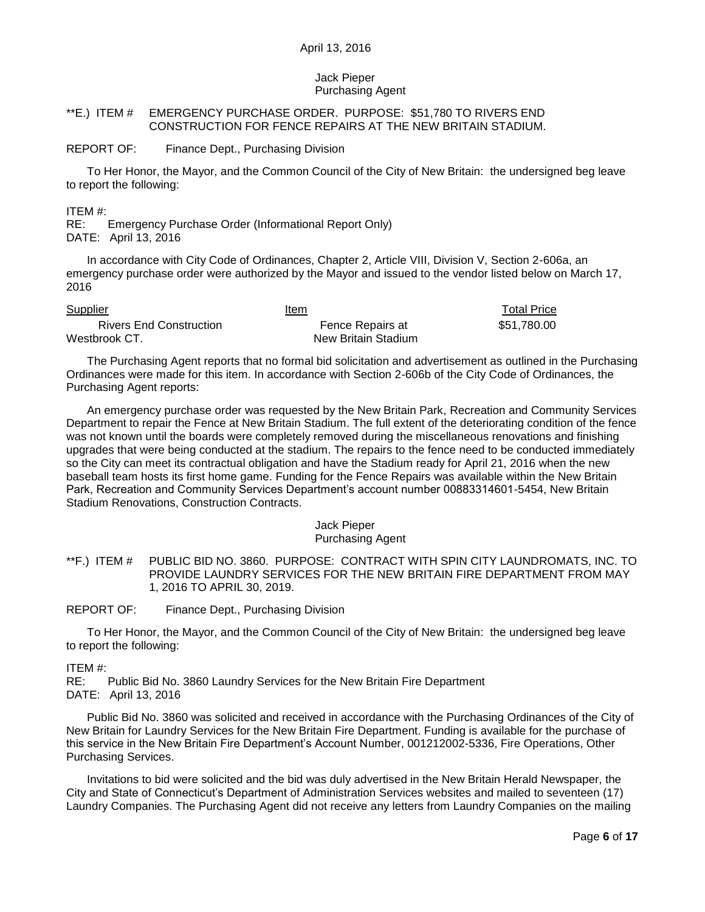April 13, 2016

Jack Pieper
Purchasing Agent

**E.) ITEM # EMERGENCY PURCHASE ORDER. PURPOSE: $51,780 TO RIVERS END CONSTRUCTION FOR FENCE REPAIRS AT THE NEW BRITAIN STADIUM.

REPORT OF: Finance Dept., Purchasing Division

To Her Honor, the Mayor, and the Common Council of the City of New Britain: the undersigned beg leave to report the following:

ITEM #:
RE: Emergency Purchase Order (Informational Report Only)
DATE: April 13, 2016

In accordance with City Code of Ordinances, Chapter 2, Article VIII, Division V, Section 2-606a, an emergency purchase order were authorized by the Mayor and issued to the vendor listed below on March 17, 2016

| Supplier | Item | Total Price |
|---|---|---|
| Rivers End Construction Westbrook CT. | Fence Repairs at New Britain Stadium | $51,780.00 |

The Purchasing Agent reports that no formal bid solicitation and advertisement as outlined in the Purchasing Ordinances were made for this item. In accordance with Section 2-606b of the City Code of Ordinances, the Purchasing Agent reports:

An emergency purchase order was requested by the New Britain Park, Recreation and Community Services Department to repair the Fence at New Britain Stadium. The full extent of the deteriorating condition of the fence was not known until the boards were completely removed during the miscellaneous renovations and finishing upgrades that were being conducted at the stadium. The repairs to the fence need to be conducted immediately so the City can meet its contractual obligation and have the Stadium ready for April 21, 2016 when the new baseball team hosts its first home game. Funding for the Fence Repairs was available within the New Britain Park, Recreation and Community Services Department's account number 00883314601-5454, New Britain Stadium Renovations, Construction Contracts.

Jack Pieper
Purchasing Agent

**F.) ITEM # PUBLIC BID NO. 3860. PURPOSE: CONTRACT WITH SPIN CITY LAUNDROMATS, INC. TO PROVIDE LAUNDRY SERVICES FOR THE NEW BRITAIN FIRE DEPARTMENT FROM MAY 1, 2016 TO APRIL 30, 2019.

REPORT OF: Finance Dept., Purchasing Division

To Her Honor, the Mayor, and the Common Council of the City of New Britain: the undersigned beg leave to report the following:

ITEM #:
RE: Public Bid No. 3860 Laundry Services for the New Britain Fire Department
DATE: April 13, 2016

Public Bid No. 3860 was solicited and received in accordance with the Purchasing Ordinances of the City of New Britain for Laundry Services for the New Britain Fire Department. Funding is available for the purchase of this service in the New Britain Fire Department's Account Number, 001212002-5336, Fire Operations, Other Purchasing Services.

Invitations to bid were solicited and the bid was duly advertised in the New Britain Herald Newspaper, the City and State of Connecticut's Department of Administration Services websites and mailed to seventeen (17) Laundry Companies. The Purchasing Agent did not receive any letters from Laundry Companies on the mailing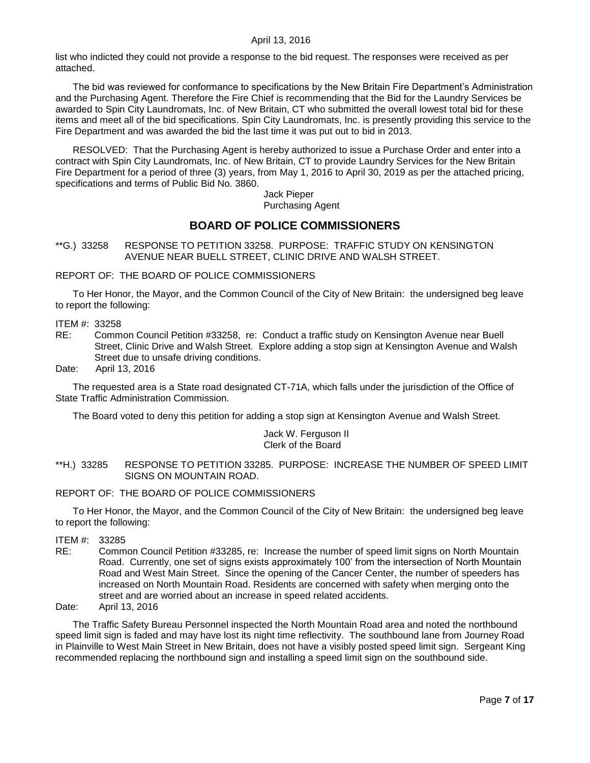list who indicted they could not provide a response to the bid request. The responses were received as per attached.

The bid was reviewed for conformance to specifications by the New Britain Fire Department's Administration and the Purchasing Agent. Therefore the Fire Chief is recommending that the Bid for the Laundry Services be awarded to Spin City Laundromats, Inc. of New Britain, CT who submitted the overall lowest total bid for these items and meet all of the bid specifications. Spin City Laundromats, Inc. is presently providing this service to the Fire Department and was awarded the bid the last time it was put out to bid in 2013.

RESOLVED: That the Purchasing Agent is hereby authorized to issue a Purchase Order and enter into a contract with Spin City Laundromats, Inc. of New Britain, CT to provide Laundry Services for the New Britain Fire Department for a period of three (3) years, from May 1, 2016 to April 30, 2019 as per the attached pricing, specifications and terms of Public Bid No. 3860.

Jack Pieper
Purchasing Agent

## BOARD OF POLICE COMMISSIONERS

**G.) 33258 RESPONSE TO PETITION 33258. PURPOSE: TRAFFIC STUDY ON KENSINGTON AVENUE NEAR BUELL STREET, CLINIC DRIVE AND WALSH STREET.

REPORT OF: THE BOARD OF POLICE COMMISSIONERS

To Her Honor, the Mayor, and the Common Council of the City of New Britain: the undersigned beg leave to report the following:

ITEM #: 33258
RE: Common Council Petition #33258, re: Conduct a traffic study on Kensington Avenue near Buell Street, Clinic Drive and Walsh Street. Explore adding a stop sign at Kensington Avenue and Walsh Street due to unsafe driving conditions.
Date: April 13, 2016

The requested area is a State road designated CT-71A, which falls under the jurisdiction of the Office of State Traffic Administration Commission.

The Board voted to deny this petition for adding a stop sign at Kensington Avenue and Walsh Street.

Jack W. Ferguson II
Clerk of the Board

**H.) 33285 RESPONSE TO PETITION 33285. PURPOSE: INCREASE THE NUMBER OF SPEED LIMIT SIGNS ON MOUNTAIN ROAD.

REPORT OF: THE BOARD OF POLICE COMMISSIONERS

To Her Honor, the Mayor, and the Common Council of the City of New Britain: the undersigned beg leave to report the following:

ITEM #: 33285
RE: Common Council Petition #33285, re: Increase the number of speed limit signs on North Mountain Road. Currently, one set of signs exists approximately 100' from the intersection of North Mountain Road and West Main Street. Since the opening of the Cancer Center, the number of speeders has increased on North Mountain Road. Residents are concerned with safety when merging onto the street and are worried about an increase in speed related accidents.
Date: April 13, 2016

The Traffic Safety Bureau Personnel inspected the North Mountain Road area and noted the northbound speed limit sign is faded and may have lost its night time reflectivity. The southbound lane from Journey Road in Plainville to West Main Street in New Britain, does not have a visibly posted speed limit sign. Sergeant King recommended replacing the northbound sign and installing a speed limit sign on the southbound side.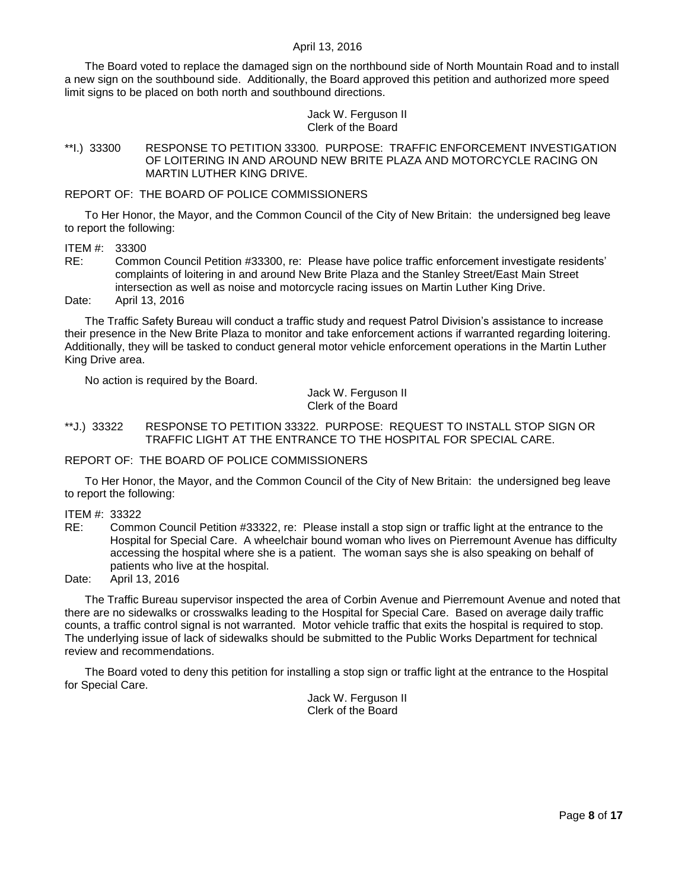The Board voted to replace the damaged sign on the northbound side of North Mountain Road and to install a new sign on the southbound side. Additionally, the Board approved this petition and authorized more speed limit signs to be placed on both north and southbound directions.

Jack W. Ferguson II
Clerk of the Board

**I.) 33300 RESPONSE TO PETITION 33300. PURPOSE: TRAFFIC ENFORCEMENT INVESTIGATION OF LOITERING IN AND AROUND NEW BRITE PLAZA AND MOTORCYCLE RACING ON MARTIN LUTHER KING DRIVE.**

REPORT OF: THE BOARD OF POLICE COMMISSIONERS

To Her Honor, the Mayor, and the Common Council of the City of New Britain: the undersigned beg leave to report the following:

ITEM #: 33300
RE: Common Council Petition #33300, re: Please have police traffic enforcement investigate residents' complaints of loitering in and around New Brite Plaza and the Stanley Street/East Main Street intersection as well as noise and motorcycle racing issues on Martin Luther King Drive.
Date: April 13, 2016

The Traffic Safety Bureau will conduct a traffic study and request Patrol Division's assistance to increase their presence in the New Brite Plaza to monitor and take enforcement actions if warranted regarding loitering. Additionally, they will be tasked to conduct general motor vehicle enforcement operations in the Martin Luther King Drive area.

No action is required by the Board.

Jack W. Ferguson II
Clerk of the Board

**J.) 33322 RESPONSE TO PETITION 33322. PURPOSE: REQUEST TO INSTALL STOP SIGN OR TRAFFIC LIGHT AT THE ENTRANCE TO THE HOSPITAL FOR SPECIAL CARE.**

REPORT OF: THE BOARD OF POLICE COMMISSIONERS

To Her Honor, the Mayor, and the Common Council of the City of New Britain: the undersigned beg leave to report the following:

ITEM #: 33322
RE: Common Council Petition #33322, re: Please install a stop sign or traffic light at the entrance to the Hospital for Special Care. A wheelchair bound woman who lives on Pierremount Avenue has difficulty accessing the hospital where she is a patient. The woman says she is also speaking on behalf of patients who live at the hospital.
Date: April 13, 2016

The Traffic Bureau supervisor inspected the area of Corbin Avenue and Pierremount Avenue and noted that there are no sidewalks or crosswalks leading to the Hospital for Special Care. Based on average daily traffic counts, a traffic control signal is not warranted. Motor vehicle traffic that exits the hospital is required to stop. The underlying issue of lack of sidewalks should be submitted to the Public Works Department for technical review and recommendations.

The Board voted to deny this petition for installing a stop sign or traffic light at the entrance to the Hospital for Special Care.

Jack W. Ferguson II
Clerk of the Board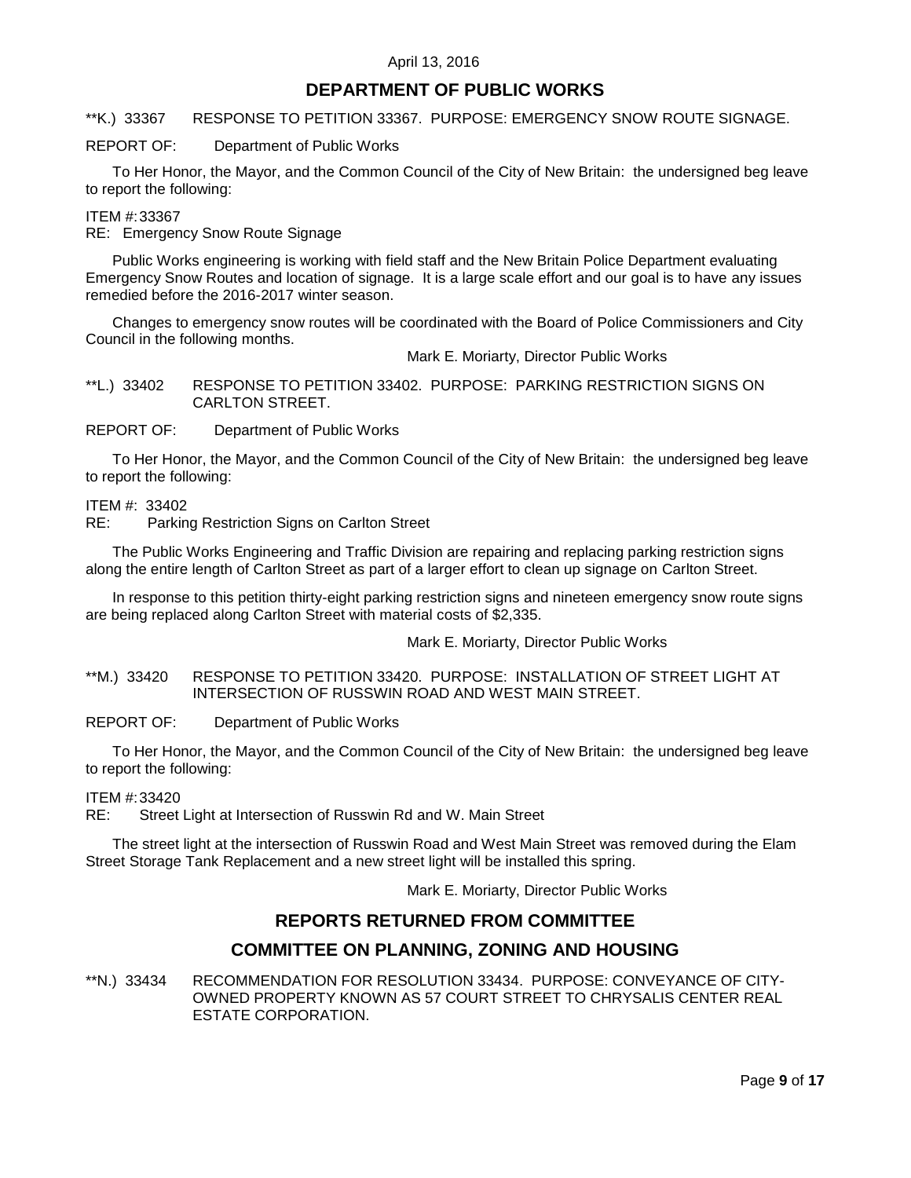## DEPARTMENT OF PUBLIC WORKS

**K.) 33367 RESPONSE TO PETITION 33367. PURPOSE: EMERGENCY SNOW ROUTE SIGNAGE.

REPORT OF: Department of Public Works

To Her Honor, the Mayor, and the Common Council of the City of New Britain: the undersigned beg leave to report the following:

ITEM #: 33367
RE: Emergency Snow Route Signage

Public Works engineering is working with field staff and the New Britain Police Department evaluating Emergency Snow Routes and location of signage. It is a large scale effort and our goal is to have any issues remedied before the 2016-2017 winter season.

Changes to emergency snow routes will be coordinated with the Board of Police Commissioners and City Council in the following months.

Mark E. Moriarty, Director Public Works

**L.) 33402 RESPONSE TO PETITION 33402. PURPOSE: PARKING RESTRICTION SIGNS ON CARLTON STREET.

REPORT OF: Department of Public Works

To Her Honor, the Mayor, and the Common Council of the City of New Britain: the undersigned beg leave to report the following:

ITEM #: 33402
RE: Parking Restriction Signs on Carlton Street

The Public Works Engineering and Traffic Division are repairing and replacing parking restriction signs along the entire length of Carlton Street as part of a larger effort to clean up signage on Carlton Street.

In response to this petition thirty-eight parking restriction signs and nineteen emergency snow route signs are being replaced along Carlton Street with material costs of $2,335.

Mark E. Moriarty, Director Public Works

**M.) 33420 RESPONSE TO PETITION 33420. PURPOSE: INSTALLATION OF STREET LIGHT AT INTERSECTION OF RUSSWIN ROAD AND WEST MAIN STREET.

REPORT OF: Department of Public Works

To Her Honor, the Mayor, and the Common Council of the City of New Britain: the undersigned beg leave to report the following:

ITEM #: 33420
RE: Street Light at Intersection of Russwin Rd and W. Main Street

The street light at the intersection of Russwin Road and West Main Street was removed during the Elam Street Storage Tank Replacement and a new street light will be installed this spring.

Mark E. Moriarty, Director Public Works

## REPORTS RETURNED FROM COMMITTEE

## COMMITTEE ON PLANNING, ZONING AND HOUSING

**N.) 33434 RECOMMENDATION FOR RESOLUTION 33434. PURPOSE: CONVEYANCE OF CITY-OWNED PROPERTY KNOWN AS 57 COURT STREET TO CHRYSALIS CENTER REAL ESTATE CORPORATION.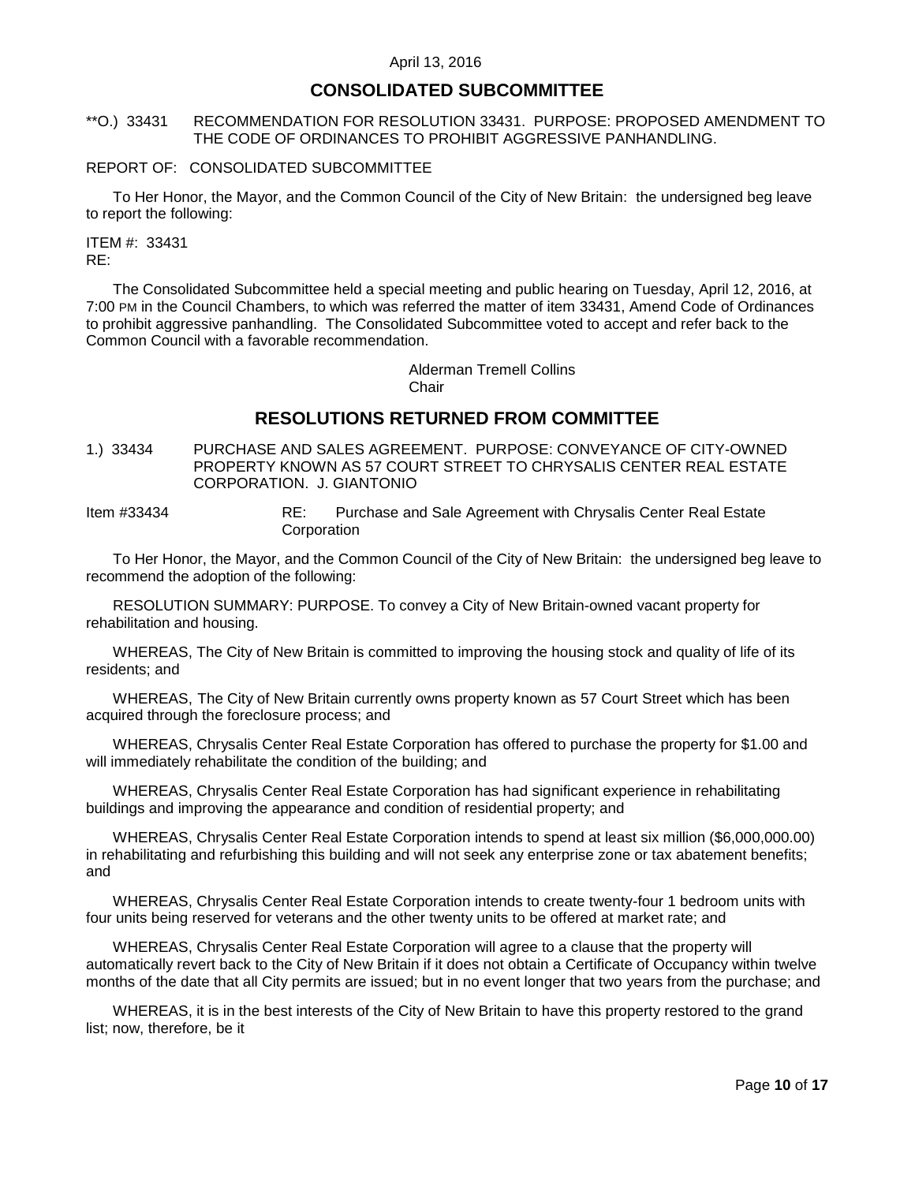April 13, 2016

## CONSOLIDATED SUBCOMMITTEE

**O.) 33431 RECOMMENDATION FOR RESOLUTION 33431. PURPOSE: PROPOSED AMENDMENT TO THE CODE OF ORDINANCES TO PROHIBIT AGGRESSIVE PANHANDLING.

REPORT OF: CONSOLIDATED SUBCOMMITTEE

To Her Honor, the Mayor, and the Common Council of the City of New Britain: the undersigned beg leave to report the following:

ITEM #: 33431
RE:

The Consolidated Subcommittee held a special meeting and public hearing on Tuesday, April 12, 2016, at 7:00 PM in the Council Chambers, to which was referred the matter of item 33431, Amend Code of Ordinances to prohibit aggressive panhandling. The Consolidated Subcommittee voted to accept and refer back to the Common Council with a favorable recommendation.

Alderman Tremell Collins
Chair

## RESOLUTIONS RETURNED FROM COMMITTEE

1.) 33434 PURCHASE AND SALES AGREEMENT. PURPOSE: CONVEYANCE OF CITY-OWNED PROPERTY KNOWN AS 57 COURT STREET TO CHRYSALIS CENTER REAL ESTATE CORPORATION. J. GIANTONIO

Item #33434 RE: Purchase and Sale Agreement with Chrysalis Center Real Estate Corporation

To Her Honor, the Mayor, and the Common Council of the City of New Britain: the undersigned beg leave to recommend the adoption of the following:

RESOLUTION SUMMARY: PURPOSE. To convey a City of New Britain-owned vacant property for rehabilitation and housing.

WHEREAS, The City of New Britain is committed to improving the housing stock and quality of life of its residents; and

WHEREAS, The City of New Britain currently owns property known as 57 Court Street which has been acquired through the foreclosure process; and

WHEREAS, Chrysalis Center Real Estate Corporation has offered to purchase the property for $1.00 and will immediately rehabilitate the condition of the building; and

WHEREAS, Chrysalis Center Real Estate Corporation has had significant experience in rehabilitating buildings and improving the appearance and condition of residential property; and

WHEREAS, Chrysalis Center Real Estate Corporation intends to spend at least six million ($6,000,000.00) in rehabilitating and refurbishing this building and will not seek any enterprise zone or tax abatement benefits; and

WHEREAS, Chrysalis Center Real Estate Corporation intends to create twenty-four 1 bedroom units with four units being reserved for veterans and the other twenty units to be offered at market rate; and

WHEREAS, Chrysalis Center Real Estate Corporation will agree to a clause that the property will automatically revert back to the City of New Britain if it does not obtain a Certificate of Occupancy within twelve months of the date that all City permits are issued; but in no event longer that two years from the purchase; and

WHEREAS, it is in the best interests of the City of New Britain to have this property restored to the grand list; now, therefore, be it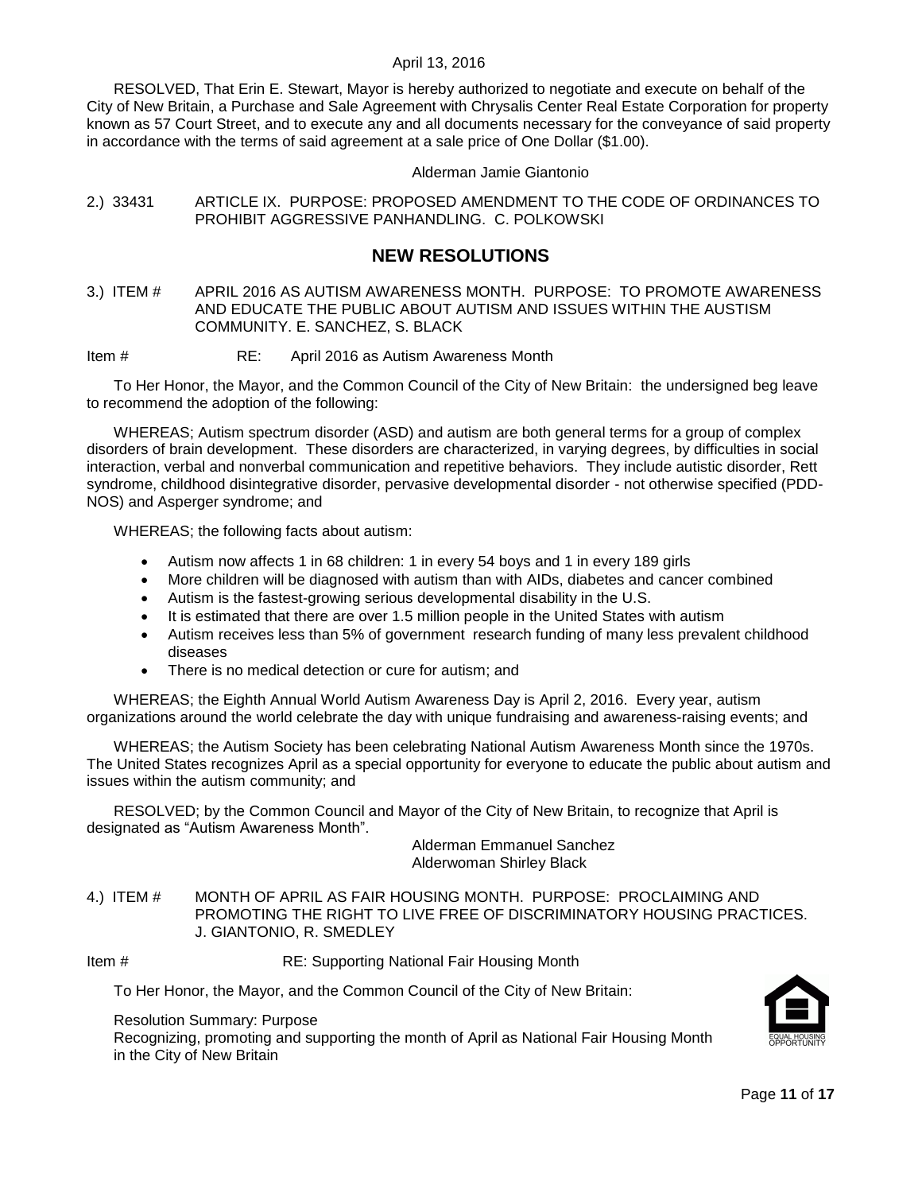RESOLVED, That Erin E. Stewart, Mayor is hereby authorized to negotiate and execute on behalf of the City of New Britain, a Purchase and Sale Agreement with Chrysalis Center Real Estate Corporation for property known as 57 Court Street, and to execute any and all documents necessary for the conveyance of said property in accordance with the terms of said agreement at a sale price of One Dollar ($1.00).

Alderman Jamie Giantonio

2.) 33431 ARTICLE IX. PURPOSE: PROPOSED AMENDMENT TO THE CODE OF ORDINANCES TO PROHIBIT AGGRESSIVE PANHANDLING. C. POLKOWSKI

## NEW RESOLUTIONS

3.) ITEM # APRIL 2016 AS AUTISM AWARENESS MONTH. PURPOSE: TO PROMOTE AWARENESS AND EDUCATE THE PUBLIC ABOUT AUTISM AND ISSUES WITHIN THE AUSTISM COMMUNITY. E. SANCHEZ, S. BLACK

Item # RE: April 2016 as Autism Awareness Month

To Her Honor, the Mayor, and the Common Council of the City of New Britain: the undersigned beg leave to recommend the adoption of the following:

WHEREAS; Autism spectrum disorder (ASD) and autism are both general terms for a group of complex disorders of brain development. These disorders are characterized, in varying degrees, by difficulties in social interaction, verbal and nonverbal communication and repetitive behaviors. They include autistic disorder, Rett syndrome, childhood disintegrative disorder, pervasive developmental disorder - not otherwise specified (PDD-NOS) and Asperger syndrome; and

WHEREAS; the following facts about autism:

- Autism now affects 1 in 68 children: 1 in every 54 boys and 1 in every 189 girls
- More children will be diagnosed with autism than with AIDs, diabetes and cancer combined
- Autism is the fastest-growing serious developmental disability in the U.S.
- It is estimated that there are over 1.5 million people in the United States with autism
- Autism receives less than 5% of government research funding of many less prevalent childhood diseases
- There is no medical detection or cure for autism; and

WHEREAS; the Eighth Annual World Autism Awareness Day is April 2, 2016. Every year, autism organizations around the world celebrate the day with unique fundraising and awareness-raising events; and

WHEREAS; the Autism Society has been celebrating National Autism Awareness Month since the 1970s. The United States recognizes April as a special opportunity for everyone to educate the public about autism and issues within the autism community; and

RESOLVED; by the Common Council and Mayor of the City of New Britain, to recognize that April is designated as "Autism Awareness Month".

Alderman Emmanuel Sanchez
Alderwoman Shirley Black

4.) ITEM # MONTH OF APRIL AS FAIR HOUSING MONTH. PURPOSE: PROCLAIMING AND PROMOTING THE RIGHT TO LIVE FREE OF DISCRIMINATORY HOUSING PRACTICES. J. GIANTONIO, R. SMEDLEY

Item # RE: Supporting National Fair Housing Month

To Her Honor, the Mayor, and the Common Council of the City of New Britain:

Resolution Summary: Purpose
Recognizing, promoting and supporting the month of April as National Fair Housing Month in the City of New Britain

EQUAL HOUSING OPPORTUNITY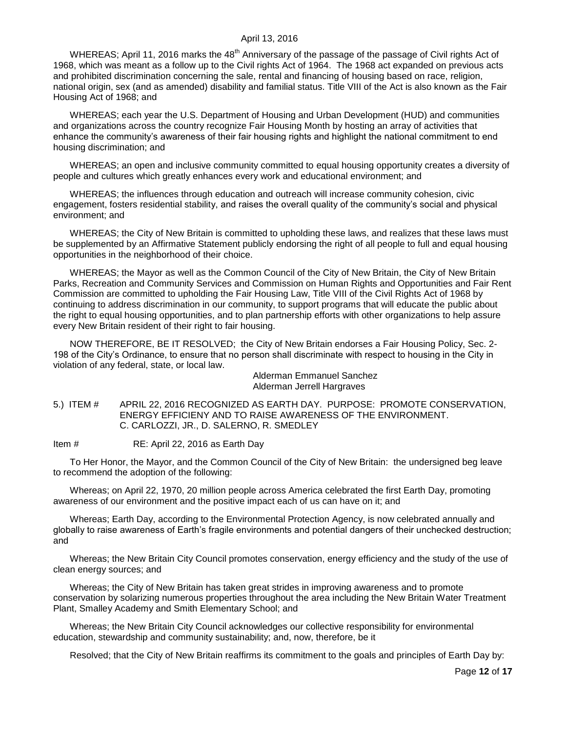WHEREAS; April 11, 2016 marks the 48th Anniversary of the passage of the passage of Civil rights Act of 1968, which was meant as a follow up to the Civil rights Act of 1964. The 1968 act expanded on previous acts and prohibited discrimination concerning the sale, rental and financing of housing based on race, religion, national origin, sex (and as amended) disability and familial status. Title VIII of the Act is also known as the Fair Housing Act of 1968; and

WHEREAS; each year the U.S. Department of Housing and Urban Development (HUD) and communities and organizations across the country recognize Fair Housing Month by hosting an array of activities that enhance the community's awareness of their fair housing rights and highlight the national commitment to end housing discrimination; and

WHEREAS; an open and inclusive community committed to equal housing opportunity creates a diversity of people and cultures which greatly enhances every work and educational environment; and

WHEREAS; the influences through education and outreach will increase community cohesion, civic engagement, fosters residential stability, and raises the overall quality of the community's social and physical environment; and

WHEREAS; the City of New Britain is committed to upholding these laws, and realizes that these laws must be supplemented by an Affirmative Statement publicly endorsing the right of all people to full and equal housing opportunities in the neighborhood of their choice.

WHEREAS; the Mayor as well as the Common Council of the City of New Britain, the City of New Britain Parks, Recreation and Community Services and Commission on Human Rights and Opportunities and Fair Rent Commission are committed to upholding the Fair Housing Law, Title VIII of the Civil Rights Act of 1968 by continuing to address discrimination in our community, to support programs that will educate the public about the right to equal housing opportunities, and to plan partnership efforts with other organizations to help assure every New Britain resident of their right to fair housing.

NOW THEREFORE, BE IT RESOLVED; the City of New Britain endorses a Fair Housing Policy, Sec. 2-198 of the City's Ordinance, to ensure that no person shall discriminate with respect to housing in the City in violation of any federal, state, or local law.

Alderman Emmanuel Sanchez
Alderman Jerrell Hargraves

5.) ITEM # APRIL 22, 2016 RECOGNIZED AS EARTH DAY. PURPOSE: PROMOTE CONSERVATION, ENERGY EFFICIENY AND TO RAISE AWARENESS OF THE ENVIRONMENT.
C. CARLOZZI, JR., D. SALERNO, R. SMEDLEY

Item # RE: April 22, 2016 as Earth Day

To Her Honor, the Mayor, and the Common Council of the City of New Britain: the undersigned beg leave to recommend the adoption of the following:

Whereas; on April 22, 1970, 20 million people across America celebrated the first Earth Day, promoting awareness of our environment and the positive impact each of us can have on it; and

Whereas; Earth Day, according to the Environmental Protection Agency, is now celebrated annually and globally to raise awareness of Earth's fragile environments and potential dangers of their unchecked destruction; and

Whereas; the New Britain City Council promotes conservation, energy efficiency and the study of the use of clean energy sources; and

Whereas; the City of New Britain has taken great strides in improving awareness and to promote conservation by solarizing numerous properties throughout the area including the New Britain Water Treatment Plant, Smalley Academy and Smith Elementary School; and

Whereas; the New Britain City Council acknowledges our collective responsibility for environmental education, stewardship and community sustainability; and, now, therefore, be it

Resolved; that the City of New Britain reaffirms its commitment to the goals and principles of Earth Day by: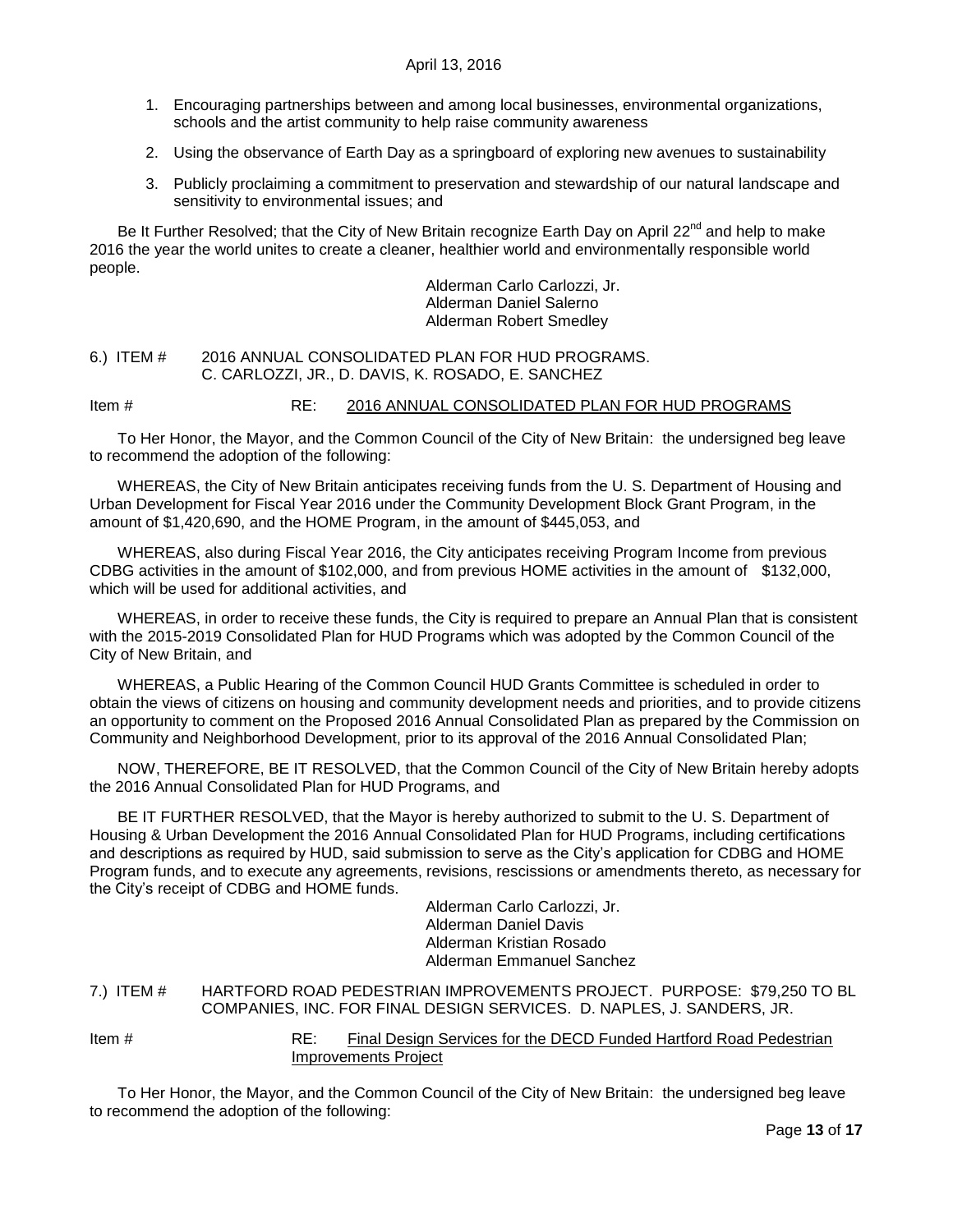1. Encouraging partnerships between and among local businesses, environmental organizations, schools and the artist community to help raise community awareness
2. Using the observance of Earth Day as a springboard of exploring new avenues to sustainability
3. Publicly proclaiming a commitment to preservation and stewardship of our natural landscape and sensitivity to environmental issues; and

Be It Further Resolved; that the City of New Britain recognize Earth Day on April 22nd and help to make 2016 the year the world unites to create a cleaner, healthier world and environmentally responsible world people.

Alderman Carlo Carlozzi, Jr.
Alderman Daniel Salerno
Alderman Robert Smedley

6.) ITEM # 2016 ANNUAL CONSOLIDATED PLAN FOR HUD PROGRAMS.
C. CARLOZZI, JR., D. DAVIS, K. ROSADO, E. SANCHEZ

Item # RE: <u>2016 ANNUAL CONSOLIDATED PLAN FOR HUD PROGRAMS</u>

To Her Honor, the Mayor, and the Common Council of the City of New Britain: the undersigned beg leave to recommend the adoption of the following:

WHEREAS, the City of New Britain anticipates receiving funds from the U. S. Department of Housing and Urban Development for Fiscal Year 2016 under the Community Development Block Grant Program, in the amount of $1,420,690, and the HOME Program, in the amount of $445,053, and

WHEREAS, also during Fiscal Year 2016, the City anticipates receiving Program Income from previous CDBG activities in the amount of $102,000, and from previous HOME activities in the amount of $132,000, which will be used for additional activities, and

WHEREAS, in order to receive these funds, the City is required to prepare an Annual Plan that is consistent with the 2015-2019 Consolidated Plan for HUD Programs which was adopted by the Common Council of the City of New Britain, and

WHEREAS, a Public Hearing of the Common Council HUD Grants Committee is scheduled in order to obtain the views of citizens on housing and community development needs and priorities, and to provide citizens an opportunity to comment on the Proposed 2016 Annual Consolidated Plan as prepared by the Commission on Community and Neighborhood Development, prior to its approval of the 2016 Annual Consolidated Plan;

NOW, THEREFORE, BE IT RESOLVED, that the Common Council of the City of New Britain hereby adopts the 2016 Annual Consolidated Plan for HUD Programs, and

BE IT FURTHER RESOLVED, that the Mayor is hereby authorized to submit to the U. S. Department of Housing & Urban Development the 2016 Annual Consolidated Plan for HUD Programs, including certifications and descriptions as required by HUD, said submission to serve as the City's application for CDBG and HOME Program funds, and to execute any agreements, revisions, rescissions or amendments thereto, as necessary for the City's receipt of CDBG and HOME funds.

Alderman Carlo Carlozzi, Jr.
Alderman Daniel Davis
Alderman Kristian Rosado
Alderman Emmanuel Sanchez

7.) ITEM # HARTFORD ROAD PEDESTRIAN IMPROVEMENTS PROJECT. PURPOSE: $79,250 TO BL COMPANIES, INC. FOR FINAL DESIGN SERVICES. D. NAPLES, J. SANDERS, JR.

Item # RE: <u>Final Design Services for the DECD Funded Hartford Road Pedestrian Improvements Project</u>

To Her Honor, the Mayor, and the Common Council of the City of New Britain: the undersigned beg leave to recommend the adoption of the following: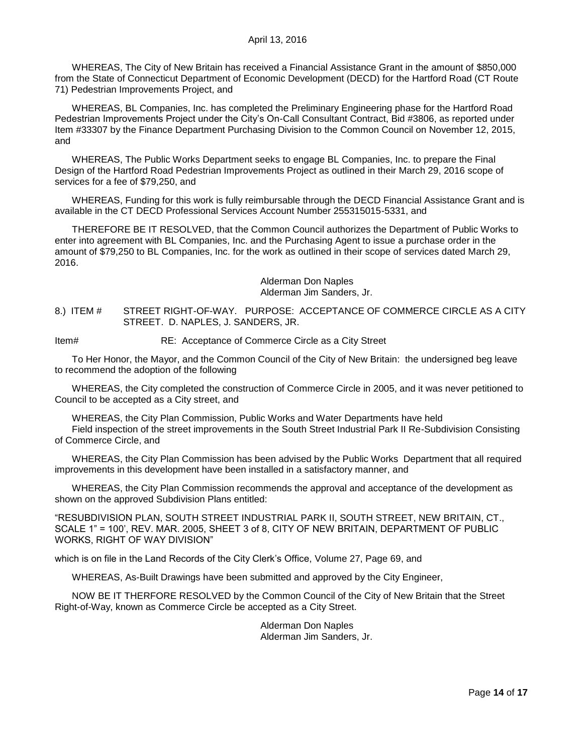WHEREAS, The City of New Britain has received a Financial Assistance Grant in the amount of $850,000 from the State of Connecticut Department of Economic Development (DECD) for the Hartford Road (CT Route 71) Pedestrian Improvements Project, and

WHEREAS, BL Companies, Inc. has completed the Preliminary Engineering phase for the Hartford Road Pedestrian Improvements Project under the City's On-Call Consultant Contract, Bid #3806, as reported under Item #33307 by the Finance Department Purchasing Division to the Common Council on November 12, 2015, and

WHEREAS, The Public Works Department seeks to engage BL Companies, Inc. to prepare the Final Design of the Hartford Road Pedestrian Improvements Project as outlined in their March 29, 2016 scope of services for a fee of $79,250, and

WHEREAS, Funding for this work is fully reimbursable through the DECD Financial Assistance Grant and is available in the CT DECD Professional Services Account Number 255315015-5331, and

THEREFORE BE IT RESOLVED, that the Common Council authorizes the Department of Public Works to enter into agreement with BL Companies, Inc. and the Purchasing Agent to issue a purchase order in the amount of $79,250 to BL Companies, Inc. for the work as outlined in their scope of services dated March 29, 2016.

Alderman Don Naples
Alderman Jim Sanders, Jr.

8.) ITEM # STREET RIGHT-OF-WAY. PURPOSE: ACCEPTANCE OF COMMERCE CIRCLE AS A CITY STREET. D. NAPLES, J. SANDERS, JR.

Item# RE: Acceptance of Commerce Circle as a City Street

To Her Honor, the Mayor, and the Common Council of the City of New Britain: the undersigned beg leave to recommend the adoption of the following

WHEREAS, the City completed the construction of Commerce Circle in 2005, and it was never petitioned to Council to be accepted as a City street, and

WHEREAS, the City Plan Commission, Public Works and Water Departments have held Field inspection of the street improvements in the South Street Industrial Park II Re-Subdivision Consisting of Commerce Circle, and

WHEREAS, the City Plan Commission has been advised by the Public Works Department that all required improvements in this development have been installed in a satisfactory manner, and

WHEREAS, the City Plan Commission recommends the approval and acceptance of the development as shown on the approved Subdivision Plans entitled:

"RESUBDIVISION PLAN, SOUTH STREET INDUSTRIAL PARK II, SOUTH STREET, NEW BRITAIN, CT., SCALE 1" = 100', REV. MAR. 2005, SHEET 3 of 8, CITY OF NEW BRITAIN, DEPARTMENT OF PUBLIC WORKS, RIGHT OF WAY DIVISION"

which is on file in the Land Records of the City Clerk's Office, Volume 27, Page 69, and

WHEREAS, As-Built Drawings have been submitted and approved by the City Engineer,

NOW BE IT THERFORE RESOLVED by the Common Council of the City of New Britain that the Street Right-of-Way, known as Commerce Circle be accepted as a City Street.

Alderman Don Naples
Alderman Jim Sanders, Jr.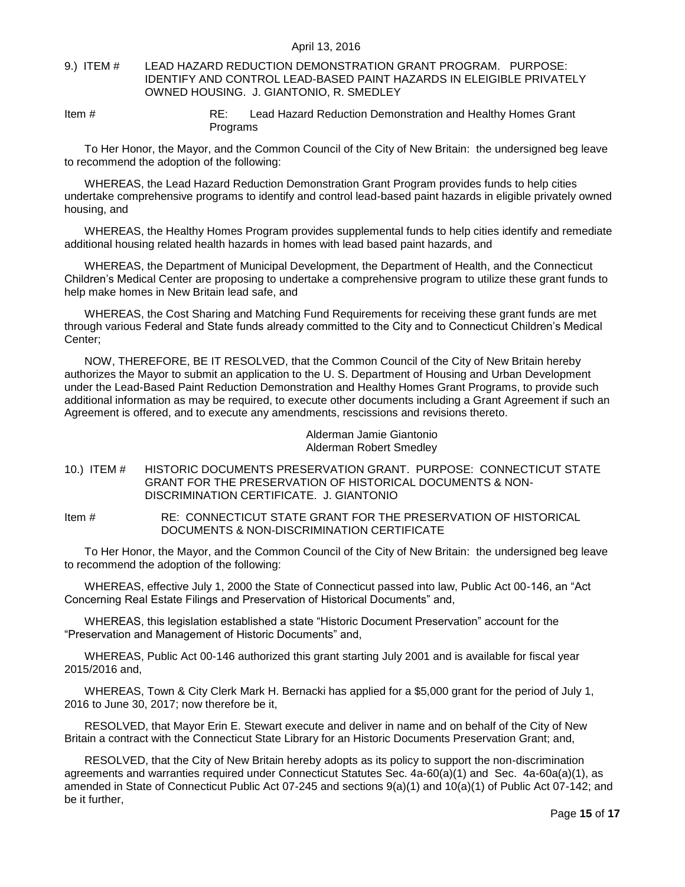9.) ITEM # LEAD HAZARD REDUCTION DEMONSTRATION GRANT PROGRAM. PURPOSE: IDENTIFY AND CONTROL LEAD-BASED PAINT HAZARDS IN ELEIGIBLE PRIVATELY OWNED HOUSING. J. GIANTONIO, R. SMEDLEY

Item # RE: Lead Hazard Reduction Demonstration and Healthy Homes Grant Programs

To Her Honor, the Mayor, and the Common Council of the City of New Britain: the undersigned beg leave to recommend the adoption of the following:

WHEREAS, the Lead Hazard Reduction Demonstration Grant Program provides funds to help cities undertake comprehensive programs to identify and control lead-based paint hazards in eligible privately owned housing, and

WHEREAS, the Healthy Homes Program provides supplemental funds to help cities identify and remediate additional housing related health hazards in homes with lead based paint hazards, and

WHEREAS, the Department of Municipal Development, the Department of Health, and the Connecticut Children's Medical Center are proposing to undertake a comprehensive program to utilize these grant funds to help make homes in New Britain lead safe, and

WHEREAS, the Cost Sharing and Matching Fund Requirements for receiving these grant funds are met through various Federal and State funds already committed to the City and to Connecticut Children's Medical Center;

NOW, THEREFORE, BE IT RESOLVED, that the Common Council of the City of New Britain hereby authorizes the Mayor to submit an application to the U. S. Department of Housing and Urban Development under the Lead-Based Paint Reduction Demonstration and Healthy Homes Grant Programs, to provide such additional information as may be required, to execute other documents including a Grant Agreement if such an Agreement is offered, and to execute any amendments, rescissions and revisions thereto.

Alderman Jamie Giantonio
Alderman Robert Smedley

10.) ITEM # HISTORIC DOCUMENTS PRESERVATION GRANT. PURPOSE: CONNECTICUT STATE GRANT FOR THE PRESERVATION OF HISTORICAL DOCUMENTS & NON-DISCRIMINATION CERTIFICATE. J. GIANTONIO

Item # RE: CONNECTICUT STATE GRANT FOR THE PRESERVATION OF HISTORICAL DOCUMENTS & NON-DISCRIMINATION CERTIFICATE

To Her Honor, the Mayor, and the Common Council of the City of New Britain: the undersigned beg leave to recommend the adoption of the following:

WHEREAS, effective July 1, 2000 the State of Connecticut passed into law, Public Act 00-146, an "Act Concerning Real Estate Filings and Preservation of Historical Documents" and,

WHEREAS, this legislation established a state "Historic Document Preservation" account for the "Preservation and Management of Historic Documents" and,

WHEREAS, Public Act 00-146 authorized this grant starting July 2001 and is available for fiscal year 2015/2016 and,

WHEREAS, Town & City Clerk Mark H. Bernacki has applied for a $5,000 grant for the period of July 1, 2016 to June 30, 2017; now therefore be it,

RESOLVED, that Mayor Erin E. Stewart execute and deliver in name and on behalf of the City of New Britain a contract with the Connecticut State Library for an Historic Documents Preservation Grant; and,

RESOLVED, that the City of New Britain hereby adopts as its policy to support the non-discrimination agreements and warranties required under Connecticut Statutes Sec. 4a-60(a)(1) and Sec. 4a-60a(a)(1), as amended in State of Connecticut Public Act 07-245 and sections 9(a)(1) and 10(a)(1) of Public Act 07-142; and be it further,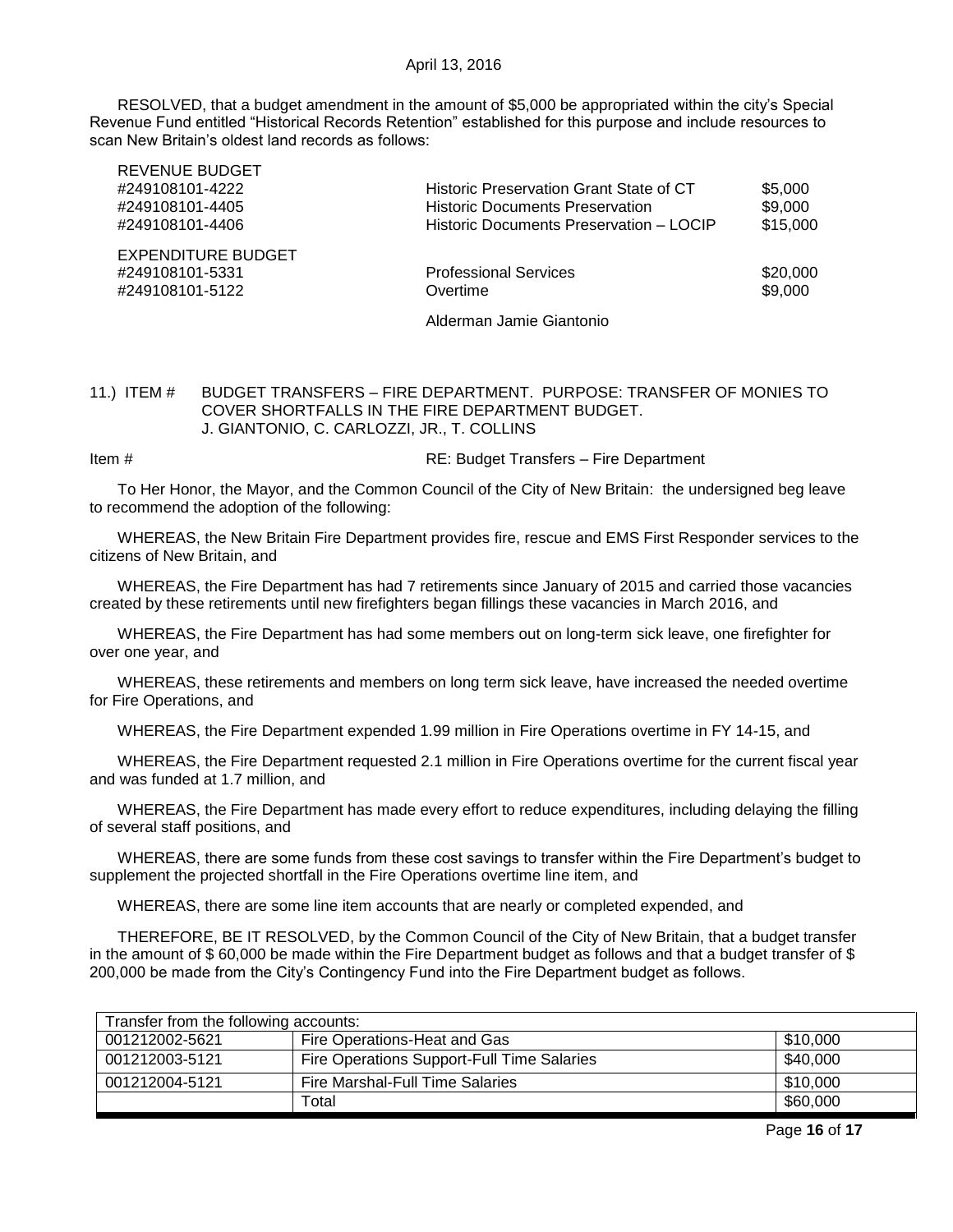RESOLVED, that a budget amendment in the amount of $5,000 be appropriated within the city's Special Revenue Fund entitled "Historical Records Retention" established for this purpose and include resources to scan New Britain's oldest land records as follows:

| | | |
|---|---|---|
| REVENUE BUDGET | | |
| #249108101-4222 | Historic Preservation Grant State of CT | $5,000 |
| #249108101-4405 | Historic Documents Preservation | $9,000 |
| #249108101-4406 | Historic Documents Preservation – LOCIP | $15,000 |
| EXPENDITURE BUDGET | | |
| #249108101-5331 | Professional Services | $20,000 |
| #249108101-5122 | Overtime | $9,000 |

Alderman Jamie Giantonio

11.) ITEM # BUDGET TRANSFERS – FIRE DEPARTMENT. PURPOSE: TRANSFER OF MONIES TO COVER SHORTFALLS IN THE FIRE DEPARTMENT BUDGET. J. GIANTONIO, C. CARLOZZI, JR., T. COLLINS

Item # RE: Budget Transfers – Fire Department

To Her Honor, the Mayor, and the Common Council of the City of New Britain: the undersigned beg leave to recommend the adoption of the following:

WHEREAS, the New Britain Fire Department provides fire, rescue and EMS First Responder services to the citizens of New Britain, and

WHEREAS, the Fire Department has had 7 retirements since January of 2015 and carried those vacancies created by these retirements until new firefighters began fillings these vacancies in March 2016, and

WHEREAS, the Fire Department has had some members out on long-term sick leave, one firefighter for over one year, and

WHEREAS, these retirements and members on long term sick leave, have increased the needed overtime for Fire Operations, and

WHEREAS, the Fire Department expended 1.99 million in Fire Operations overtime in FY 14-15, and

WHEREAS, the Fire Department requested 2.1 million in Fire Operations overtime for the current fiscal year and was funded at 1.7 million, and

WHEREAS, the Fire Department has made every effort to reduce expenditures, including delaying the filling of several staff positions, and

WHEREAS, there are some funds from these cost savings to transfer within the Fire Department's budget to supplement the projected shortfall in the Fire Operations overtime line item, and

WHEREAS, there are some line item accounts that are nearly or completed expended, and

THEREFORE, BE IT RESOLVED, by the Common Council of the City of New Britain, that a budget transfer in the amount of $ 60,000 be made within the Fire Department budget as follows and that a budget transfer of $ 200,000 be made from the City's Contingency Fund into the Fire Department budget as follows.

| Transfer from the following accounts: | | |
|---|---|---|
| 001212002-5621 | Fire Operations-Heat and Gas | $10,000 |
| 001212003-5121 | Fire Operations Support-Full Time Salaries | $40,000 |
| 001212004-5121 | Fire Marshal-Full Time Salaries | $10,000 |
| | Total | $60,000 |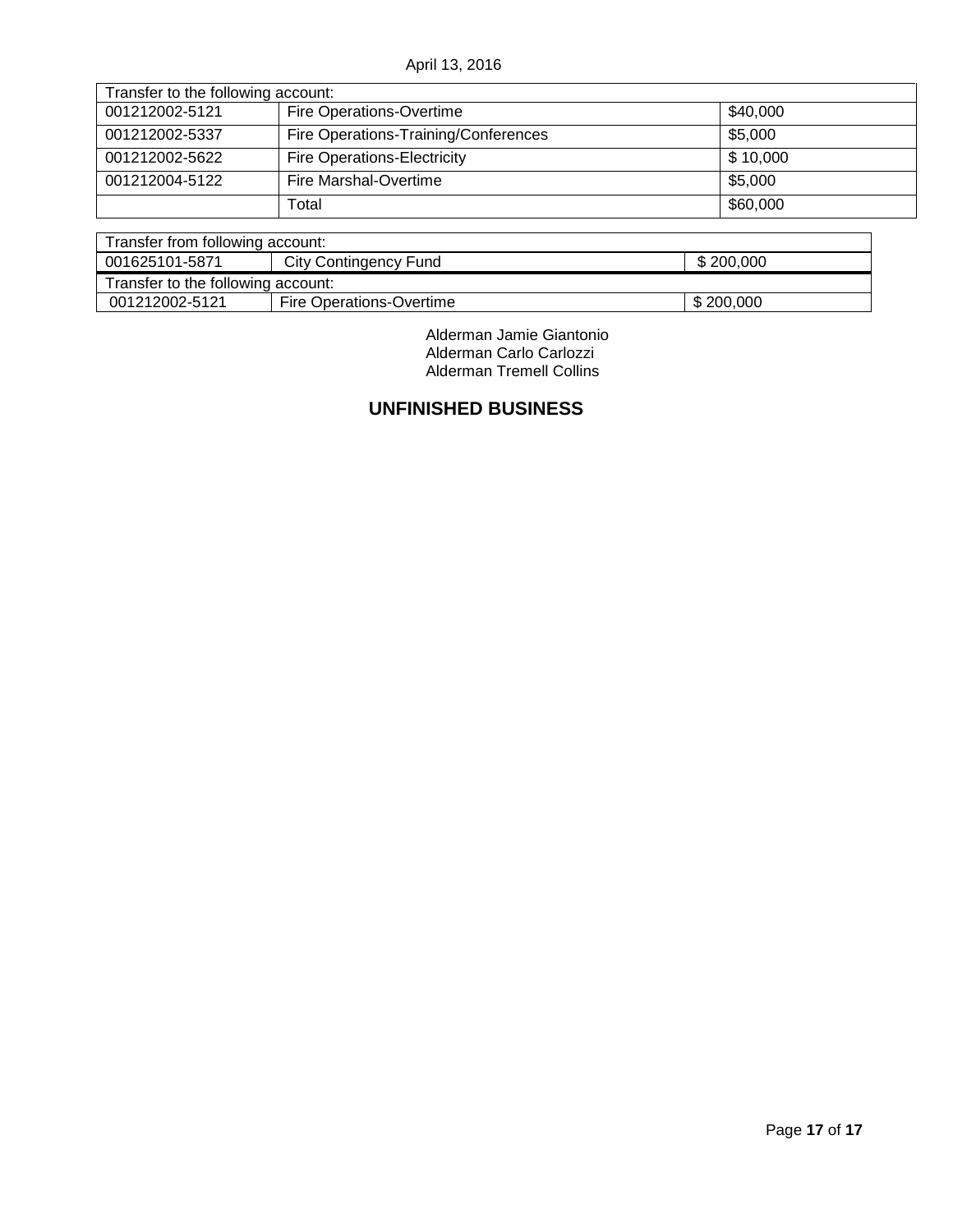| Transfer to the following account: | | |
|---|---|---|
| 001212002-5121 | Fire Operations-Overtime | $40,000 |
| 001212002-5337 | Fire Operations-Training/Conferences | $5,000 |
| 001212002-5622 | Fire Operations-Electricity | $ 10,000 |
| 001212004-5122 | Fire Marshal-Overtime | $5,000 |
| | Total | $60,000 |

| Transfer from following account: | | |
|---|---|---|
| 001625101-5871 | City Contingency Fund | $ 200,000 |
| Transfer to the following account: | | |
| 001212002-5121 | Fire Operations-Overtime | $ 200,000 |

Alderman Jamie Giantonio
Alderman Carlo Carlozzi
Alderman Tremell Collins

## UNFINISHED BUSINESS